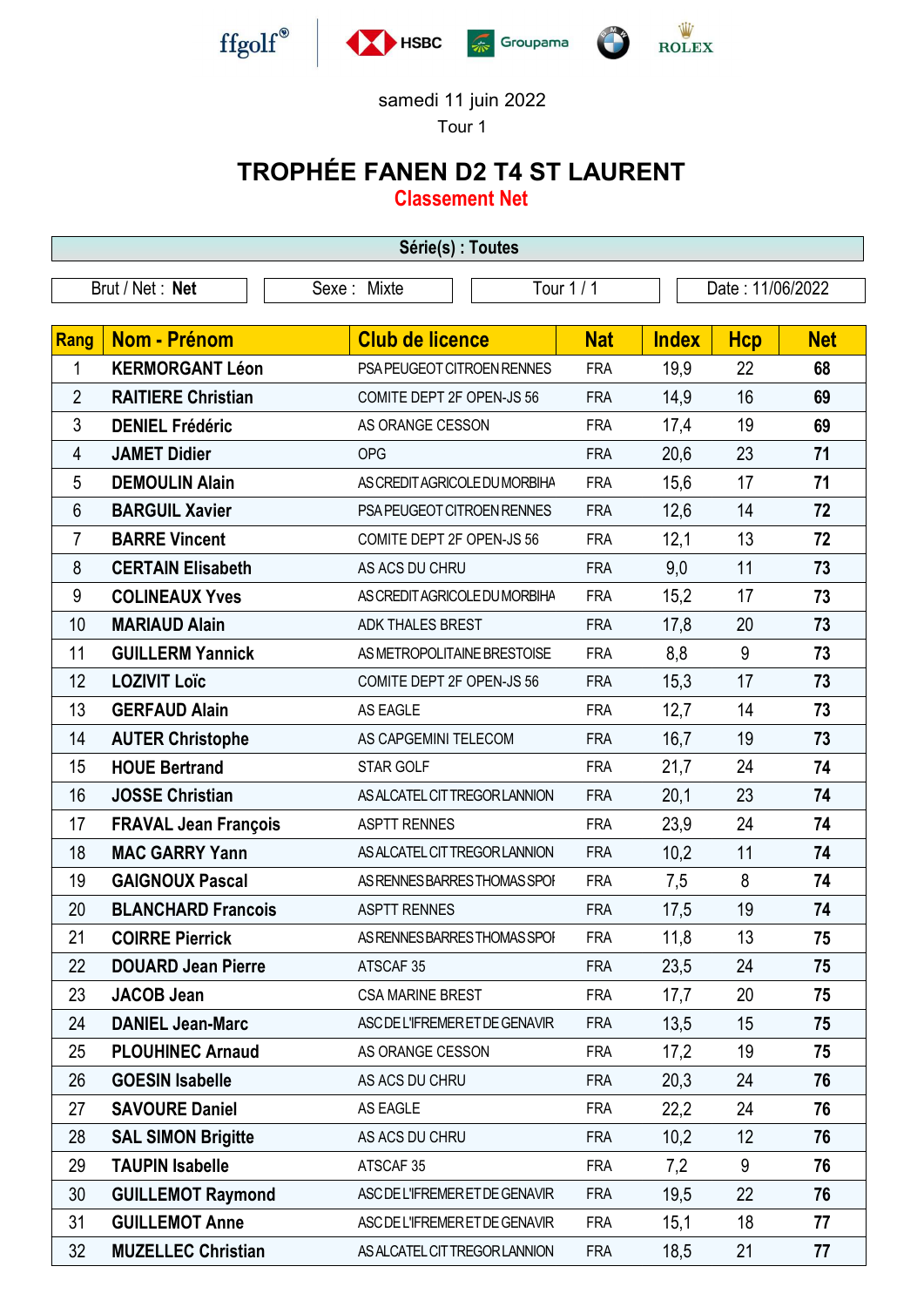ffgolf® HSBC Groupama ROLEX

samedi 11 juin 2022

Tour 1

# TROPHÉE FANEN D2 T4 ST LAURENT

## Classement Net

| Série(s) : Toutes | | | |
|---|---|---|---|
| Brut / Net : **Net** | Sexe : Mixte | Tour 1 / 1 | Date : 11/06/2022 |

| Rang | Nom - Prénom | Club de licence | Nat | Index | Hcp | Net |
|---|---|---|---|---|---|---|
| 1 | **KERMORGANT Léon** | PSA PEUGEOT CITROEN RENNES | FRA | 19,9 | 22 | **68** |
| 2 | **RAITIERE Christian** | COMITE DEPT 2F OPEN-JS 56 | FRA | 14,9 | 16 | **69** |
| 3 | **DENIEL Frédéric** | AS ORANGE CESSON | FRA | 17,4 | 19 | **69** |
| 4 | **JAMET Didier** | OPG | FRA | 20,6 | 23 | **71** |
| 5 | **DEMOULIN Alain** | AS CREDIT AGRICOLE DU MORBIHA | FRA | 15,6 | 17 | **71** |
| 6 | **BARGUIL Xavier** | PSA PEUGEOT CITROEN RENNES | FRA | 12,6 | 14 | **72** |
| 7 | **BARRE Vincent** | COMITE DEPT 2F OPEN-JS 56 | FRA | 12,1 | 13 | **72** |
| 8 | **CERTAIN Elisabeth** | AS ACS DU CHRU | FRA | 9,0 | 11 | **73** |
| 9 | **COLINEAUX Yves** | AS CREDIT AGRICOLE DU MORBIHA | FRA | 15,2 | 17 | **73** |
| 10 | **MARIAUD Alain** | ADK THALES BREST | FRA | 17,8 | 20 | **73** |
| 11 | **GUILLERM Yannick** | AS METROPOLITAINE BRESTOISE | FRA | 8,8 | 9 | **73** |
| 12 | **LOZIVIT Loïc** | COMITE DEPT 2F OPEN-JS 56 | FRA | 15,3 | 17 | **73** |
| 13 | **GERFAUD Alain** | AS EAGLE | FRA | 12,7 | 14 | **73** |
| 14 | **AUTER Christophe** | AS CAPGEMINI TELECOM | FRA | 16,7 | 19 | **73** |
| 15 | **HOUE Bertrand** | STAR GOLF | FRA | 21,7 | 24 | **74** |
| 16 | **JOSSE Christian** | AS ALCATEL CIT TREGOR LANNION | FRA | 20,1 | 23 | **74** |
| 17 | **FRAVAL Jean François** | ASPTT RENNES | FRA | 23,9 | 24 | **74** |
| 18 | **MAC GARRY Yann** | AS ALCATEL CIT TREGOR LANNION | FRA | 10,2 | 11 | **74** |
| 19 | **GAIGNOUX Pascal** | AS RENNES BARRES THOMAS SPOI | FRA | 7,5 | 8 | **74** |
| 20 | **BLANCHARD Francois** | ASPTT RENNES | FRA | 17,5 | 19 | **74** |
| 21 | **COIRRE Pierrick** | AS RENNES BARRES THOMAS SPOI | FRA | 11,8 | 13 | **75** |
| 22 | **DOUARD Jean Pierre** | ATSCAF 35 | FRA | 23,5 | 24 | **75** |
| 23 | **JACOB Jean** | CSA MARINE BREST | FRA | 17,7 | 20 | **75** |
| 24 | **DANIEL Jean-Marc** | ASC DE L'IFREMER ET DE GENAVIR | FRA | 13,5 | 15 | **75** |
| 25 | **PLOUHINEC Arnaud** | AS ORANGE CESSON | FRA | 17,2 | 19 | **75** |
| 26 | **GOESIN Isabelle** | AS ACS DU CHRU | FRA | 20,3 | 24 | **76** |
| 27 | **SAVOURE Daniel** | AS EAGLE | FRA | 22,2 | 24 | **76** |
| 28 | **SAL SIMON Brigitte** | AS ACS DU CHRU | FRA | 10,2 | 12 | **76** |
| 29 | **TAUPIN Isabelle** | ATSCAF 35 | FRA | 7,2 | 9 | **76** |
| 30 | **GUILLEMOT Raymond** | ASC DE L'IFREMER ET DE GENAVIR | FRA | 19,5 | 22 | **76** |
| 31 | **GUILLEMOT Anne** | ASC DE L'IFREMER ET DE GENAVIR | FRA | 15,1 | 18 | **77** |
| 32 | **MUZELLEC Christian** | AS ALCATEL CIT TREGOR LANNION | FRA | 18,5 | 21 | **77** |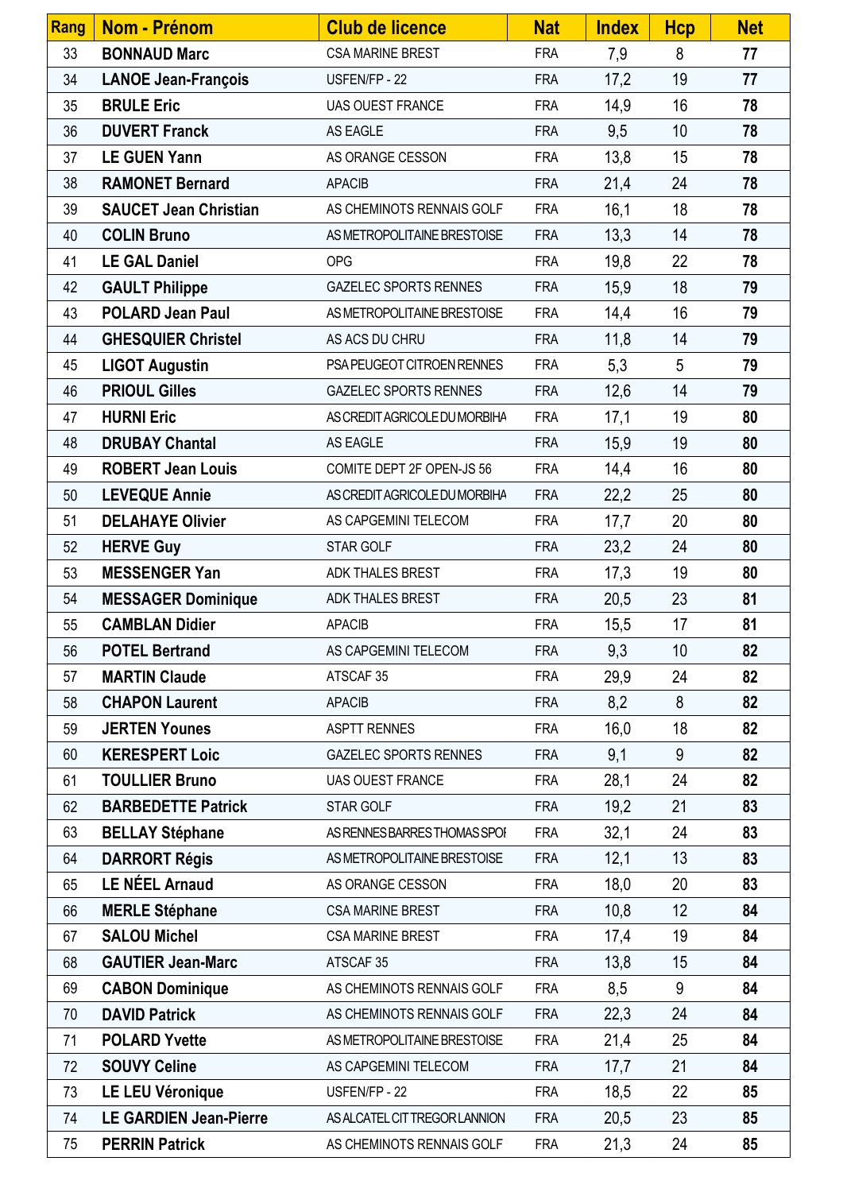| Rang | Nom - Prénom | Club de licence | Nat | Index | Hcp | Net |
|---|---|---|---|---|---|---|
| 33 | **BONNAUD Marc** | CSA MARINE BREST | FRA | 7,9 | 8 | **77** |
| 34 | **LANOE Jean-François** | USFEN/FP - 22 | FRA | 17,2 | 19 | **77** |
| 35 | **BRULE Eric** | UAS OUEST FRANCE | FRA | 14,9 | 16 | **78** |
| 36 | **DUVERT Franck** | AS EAGLE | FRA | 9,5 | 10 | **78** |
| 37 | **LE GUEN Yann** | AS ORANGE CESSON | FRA | 13,8 | 15 | **78** |
| 38 | **RAMONET Bernard** | APACIB | FRA | 21,4 | 24 | **78** |
| 39 | **SAUCET Jean Christian** | AS CHEMINOTS RENNAIS GOLF | FRA | 16,1 | 18 | **78** |
| 40 | **COLIN Bruno** | AS METROPOLITAINE BRESTOISE | FRA | 13,3 | 14 | **78** |
| 41 | **LE GAL Daniel** | OPG | FRA | 19,8 | 22 | **78** |
| 42 | **GAULT Philippe** | GAZELEC SPORTS RENNES | FRA | 15,9 | 18 | **79** |
| 43 | **POLARD Jean Paul** | AS METROPOLITAINE BRESTOISE | FRA | 14,4 | 16 | **79** |
| 44 | **GHESQUIER Christel** | AS ACS DU CHRU | FRA | 11,8 | 14 | **79** |
| 45 | **LIGOT Augustin** | PSA PEUGEOT CITROEN RENNES | FRA | 5,3 | 5 | **79** |
| 46 | **PRIOUL Gilles** | GAZELEC SPORTS RENNES | FRA | 12,6 | 14 | **79** |
| 47 | **HURNI Eric** | AS CREDIT AGRICOLE DU MORBIHA | FRA | 17,1 | 19 | **80** |
| 48 | **DRUBAY Chantal** | AS EAGLE | FRA | 15,9 | 19 | **80** |
| 49 | **ROBERT Jean Louis** | COMITE DEPT 2F OPEN-JS 56 | FRA | 14,4 | 16 | **80** |
| 50 | **LEVEQUE Annie** | AS CREDIT AGRICOLE DU MORBIHA | FRA | 22,2 | 25 | **80** |
| 51 | **DELAHAYE Olivier** | AS CAPGEMINI TELECOM | FRA | 17,7 | 20 | **80** |
| 52 | **HERVE Guy** | STAR GOLF | FRA | 23,2 | 24 | **80** |
| 53 | **MESSENGER Yan** | ADK THALES BREST | FRA | 17,3 | 19 | **80** |
| 54 | **MESSAGER Dominique** | ADK THALES BREST | FRA | 20,5 | 23 | **81** |
| 55 | **CAMBLAN Didier** | APACIB | FRA | 15,5 | 17 | **81** |
| 56 | **POTEL Bertrand** | AS CAPGEMINI TELECOM | FRA | 9,3 | 10 | **82** |
| 57 | **MARTIN Claude** | ATSCAF 35 | FRA | 29,9 | 24 | **82** |
| 58 | **CHAPON Laurent** | APACIB | FRA | 8,2 | 8 | **82** |
| 59 | **JERTEN Younes** | ASPTT RENNES | FRA | 16,0 | 18 | **82** |
| 60 | **KERESPERT Loic** | GAZELEC SPORTS RENNES | FRA | 9,1 | 9 | **82** |
| 61 | **TOULLIER Bruno** | UAS OUEST FRANCE | FRA | 28,1 | 24 | **82** |
| 62 | **BARBEDETTE Patrick** | STAR GOLF | FRA | 19,2 | 21 | **83** |
| 63 | **BELLAY Stéphane** | AS RENNES BARRES THOMAS SPOI | FRA | 32,1 | 24 | **83** |
| 64 | **DARRORT Régis** | AS METROPOLITAINE BRESTOISE | FRA | 12,1 | 13 | **83** |
| 65 | **LE NÉEL Arnaud** | AS ORANGE CESSON | FRA | 18,0 | 20 | **83** |
| 66 | **MERLE Stéphane** | CSA MARINE BREST | FRA | 10,8 | 12 | **84** |
| 67 | **SALOU Michel** | CSA MARINE BREST | FRA | 17,4 | 19 | **84** |
| 68 | **GAUTIER Jean-Marc** | ATSCAF 35 | FRA | 13,8 | 15 | **84** |
| 69 | **CABON Dominique** | AS CHEMINOTS RENNAIS GOLF | FRA | 8,5 | 9 | **84** |
| 70 | **DAVID Patrick** | AS CHEMINOTS RENNAIS GOLF | FRA | 22,3 | 24 | **84** |
| 71 | **POLARD Yvette** | AS METROPOLITAINE BRESTOISE | FRA | 21,4 | 25 | **84** |
| 72 | **SOUVY Celine** | AS CAPGEMINI TELECOM | FRA | 17,7 | 21 | **84** |
| 73 | **LE LEU Véronique** | USFEN/FP - 22 | FRA | 18,5 | 22 | **85** |
| 74 | **LE GARDIEN Jean-Pierre** | AS ALCATEL CIT TREGOR LANNION | FRA | 20,5 | 23 | **85** |
| 75 | **PERRIN Patrick** | AS CHEMINOTS RENNAIS GOLF | FRA | 21,3 | 24 | **85** |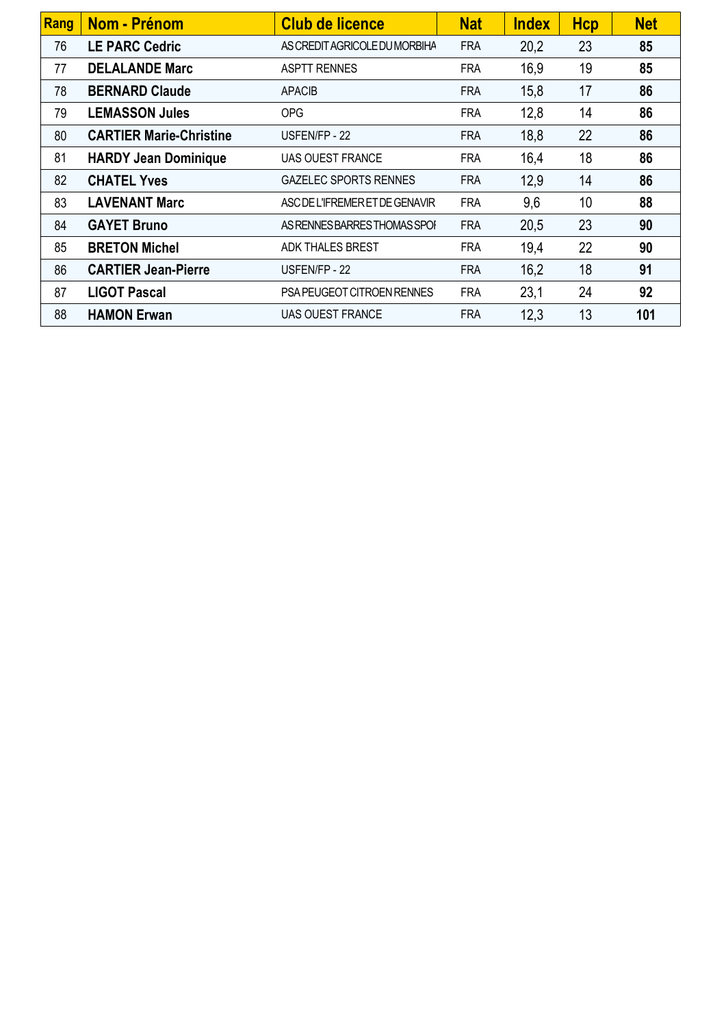| Rang | Nom - Prénom | Club de licence | Nat | Index | Hcp | Net |
|---|---|---|---|---|---|---|
| 76 | **LE PARC Cedric** | AS CREDIT AGRICOLE DU MORBIHA | FRA | 20,2 | 23 | **85** |
| 77 | **DELALANDE Marc** | ASPTT RENNES | FRA | 16,9 | 19 | **85** |
| 78 | **BERNARD Claude** | APACIB | FRA | 15,8 | 17 | **86** |
| 79 | **LEMASSON Jules** | OPG | FRA | 12,8 | 14 | **86** |
| 80 | **CARTIER Marie-Christine** | USFEN/FP - 22 | FRA | 18,8 | 22 | **86** |
| 81 | **HARDY Jean Dominique** | UAS OUEST FRANCE | FRA | 16,4 | 18 | **86** |
| 82 | **CHATEL Yves** | GAZELEC SPORTS RENNES | FRA | 12,9 | 14 | **86** |
| 83 | **LAVENANT Marc** | ASC DE L'IFREMER ET DE GENAVIR | FRA | 9,6 | 10 | **88** |
| 84 | **GAYET Bruno** | AS RENNES BARRES THOMAS SPOI | FRA | 20,5 | 23 | **90** |
| 85 | **BRETON Michel** | ADK THALES BREST | FRA | 19,4 | 22 | **90** |
| 86 | **CARTIER Jean-Pierre** | USFEN/FP - 22 | FRA | 16,2 | 18 | **91** |
| 87 | **LIGOT Pascal** | PSA PEUGEOT CITROEN RENNES | FRA | 23,1 | 24 | **92** |
| 88 | **HAMON Erwan** | UAS OUEST FRANCE | FRA | 12,3 | 13 | **101** |